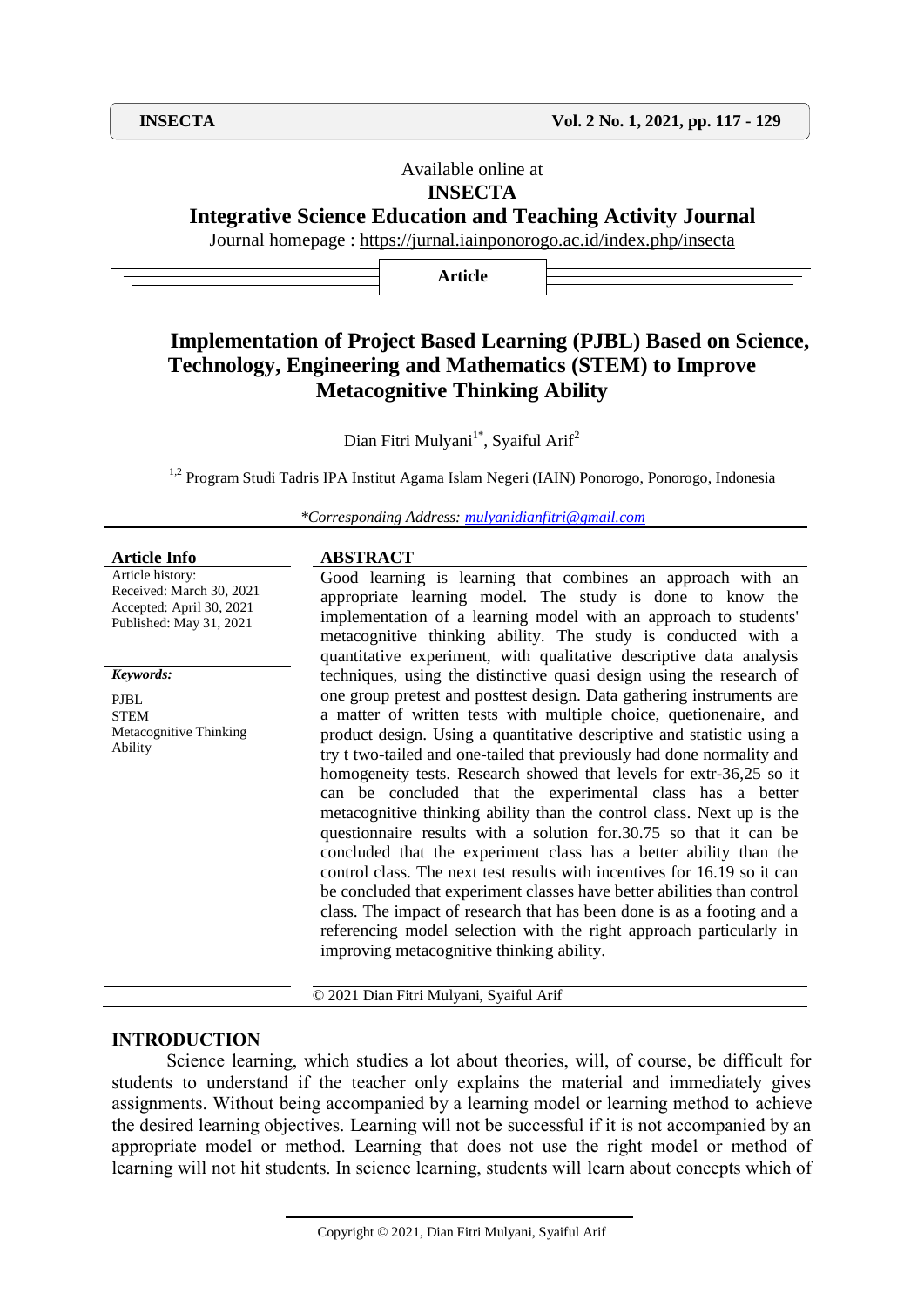Available online at

**INSECTA**

**Integrative Science Education and Teaching Activity Journal**

Journal homepage : https://jurnal.iainponorogo.ac.id/index.php/insecta

**Article**

# Implementation of Project Based Learning (PJBL) Based on Science, Technology, Engineering and Mathematics (STEM) to Improve Metacognitive Thinking Ability

Dian Fitri Mulyani[1*], Syaiful Arif[2]

[1,2] Program Studi Tadris IPA Institut Agama Islam Negeri (IAIN) Ponorogo, Ponorogo, Indonesia

*\*Corresponding Address: mulyanidianfitri@gmail.com*

**Article Info**

Article history:
Received: March 30, 2021
Accepted: April 30, 2021
Published: May 31, 2021

***Keywords:***

PJBL
STEM
Metacognitive Thinking Ability

**ABSTRACT**

Good learning is learning that combines an approach with an appropriate learning model. The study is done to know the implementation of a learning model with an approach to students' metacognitive thinking ability. The study is conducted with a quantitative experiment, with qualitative descriptive data analysis techniques, using the distinctive quasi design using the research of one group pretest and posttest design. Data gathering instruments are a matter of written tests with multiple choice, quetionenaire, and product design. Using a quantitative descriptive and statistic using a try t two-tailed and one-tailed that previously had done normality and homogeneity tests. Research showed that levels for extr-36,25 so it can be concluded that the experimental class has a better metacognitive thinking ability than the control class. Next up is the questionnaire results with a solution for.30.75 so that it can be concluded that the experiment class has a better ability than the control class. The next test results with incentives for 16.19 so it can be concluded that experiment classes have better abilities than control class. The impact of research that has been done is as a footing and a referencing model selection with the right approach particularly in improving metacognitive thinking ability.

© 2021 Dian Fitri Mulyani, Syaiful Arif

## INTRODUCTION

Science learning, which studies a lot about theories, will, of course, be difficult for students to understand if the teacher only explains the material and immediately gives assignments. Without being accompanied by a learning model or learning method to achieve the desired learning objectives. Learning will not be successful if it is not accompanied by an appropriate model or method. Learning that does not use the right model or method of learning will not hit students. In science learning, students will learn about concepts which of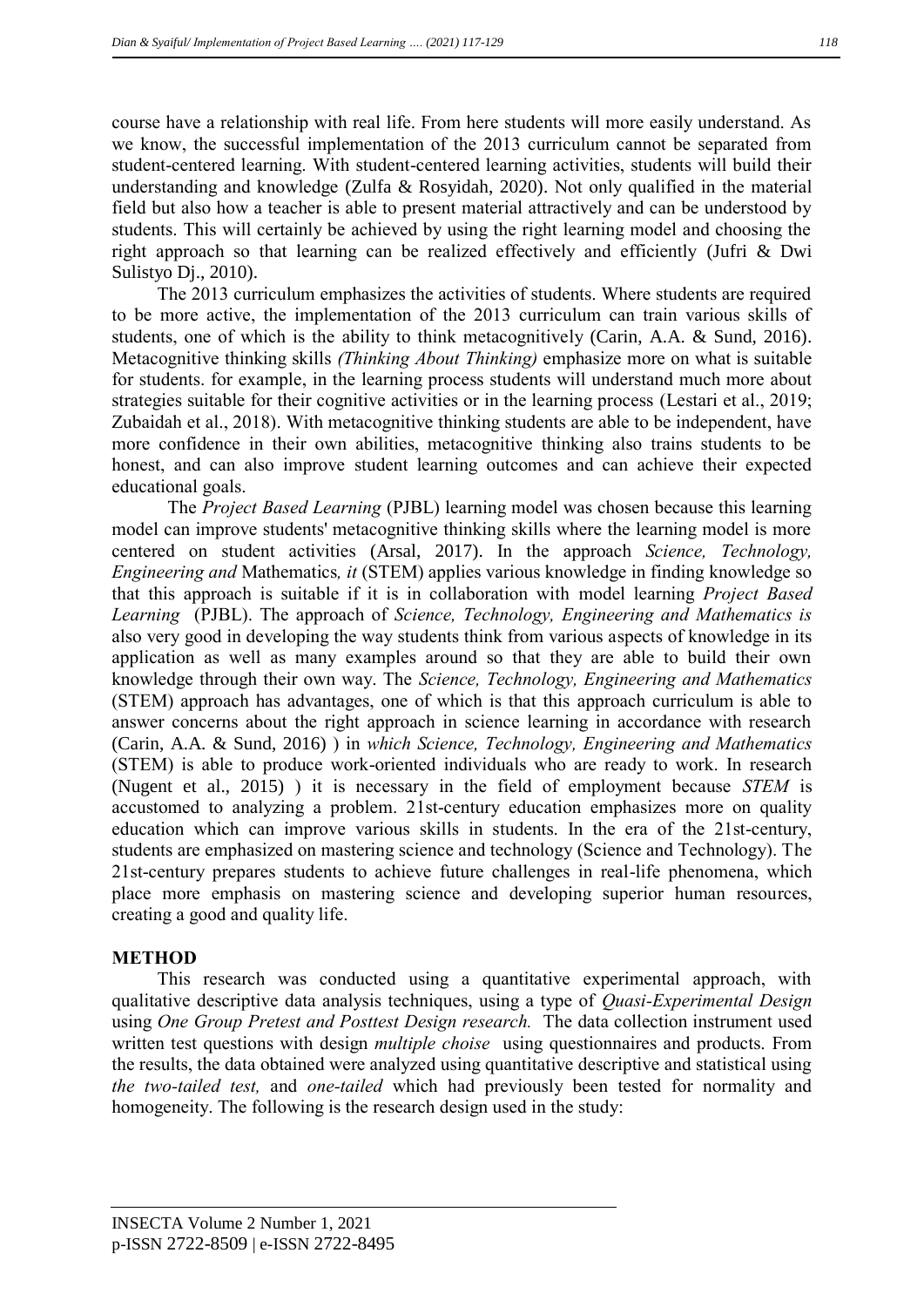course have a relationship with real life. From here students will more easily understand. As we know, the successful implementation of the 2013 curriculum cannot be separated from student-centered learning. With student-centered learning activities, students will build their understanding and knowledge (Zulfa & Rosyidah, 2020). Not only qualified in the material field but also how a teacher is able to present material attractively and can be understood by students. This will certainly be achieved by using the right learning model and choosing the right approach so that learning can be realized effectively and efficiently (Jufri & Dwi Sulistyo Dj., 2010).

The 2013 curriculum emphasizes the activities of students. Where students are required to be more active, the implementation of the 2013 curriculum can train various skills of students, one of which is the ability to think metacognitively (Carin, A.A. & Sund, 2016). Metacognitive thinking skills *(Thinking About Thinking)* emphasize more on what is suitable for students. for example, in the learning process students will understand much more about strategies suitable for their cognitive activities or in the learning process (Lestari et al., 2019; Zubaidah et al., 2018). With metacognitive thinking students are able to be independent, have more confidence in their own abilities, metacognitive thinking also trains students to be honest, and can also improve student learning outcomes and can achieve their expected educational goals.

The *Project Based Learning* (PJBL) learning model was chosen because this learning model can improve students' metacognitive thinking skills where the learning model is more centered on student activities (Arsal, 2017). In the approach *Science, Technology, Engineering and* Mathematics*, it* (STEM) applies various knowledge in finding knowledge so that this approach is suitable if it is in collaboration with model learning *Project Based Learning* (PJBL). The approach of *Science, Technology, Engineering and Mathematics is* also very good in developing the way students think from various aspects of knowledge in its application as well as many examples around so that they are able to build their own knowledge through their own way. The *Science, Technology, Engineering and Mathematics* (STEM) approach has advantages, one of which is that this approach curriculum is able to answer concerns about the right approach in science learning in accordance with research (Carin, A.A. & Sund, 2016) ) in *which Science, Technology, Engineering and Mathematics* (STEM) is able to produce work-oriented individuals who are ready to work. In research (Nugent et al., 2015) ) it is necessary in the field of employment because *STEM* is accustomed to analyzing a problem. 21st-century education emphasizes more on quality education which can improve various skills in students. In the era of the 21st-century, students are emphasized on mastering science and technology (Science and Technology). The 21st-century prepares students to achieve future challenges in real-life phenomena, which place more emphasis on mastering science and developing superior human resources, creating a good and quality life.

## METHOD

This research was conducted using a quantitative experimental approach, with qualitative descriptive data analysis techniques, using a type of *Quasi-Experimental Design* using *One Group Pretest and Posttest Design research.* The data collection instrument used written test questions with design *multiple choise* using questionnaires and products. From the results, the data obtained were analyzed using quantitative descriptive and statistical using *the two-tailed test,* and *one-tailed* which had previously been tested for normality and homogeneity. The following is the research design used in the study: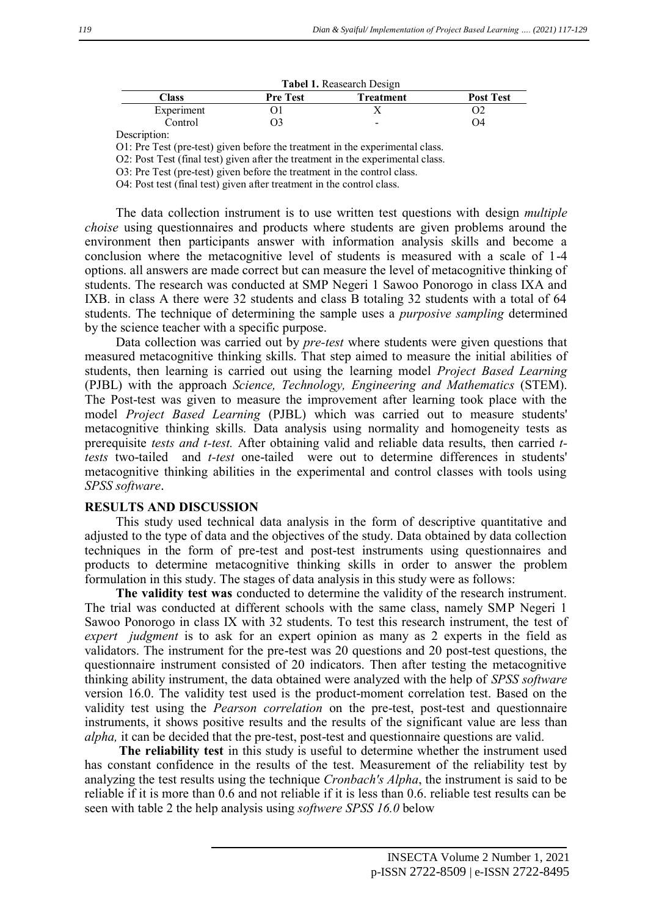**Tabel 1.** Reasearch Design

| Class | Pre Test | Treatment | Post Test |
|---|---|---|---|
| Experiment | O1 | X | O2 |
| Control | O3 | - | O4 |

Description:

O1: Pre Test (pre-test) given before the treatment in the experimental class.

O2: Post Test (final test) given after the treatment in the experimental class.

O3: Pre Test (pre-test) given before the treatment in the control class.

O4: Post test (final test) given after treatment in the control class.

The data collection instrument is to use written test questions with design *multiple choise* using questionnaires and products where students are given problems around the environment then participants answer with information analysis skills and become a conclusion where the metacognitive level of students is measured with a scale of 1-4 options. all answers are made correct but can measure the level of metacognitive thinking of students. The research was conducted at SMP Negeri 1 Sawoo Ponorogo in class IXA and IXB. in class A there were 32 students and class B totaling 32 students with a total of 64 students. The technique of determining the sample uses a *purposive sampling* determined by the science teacher with a specific purpose.

Data collection was carried out by *pre-test* where students were given questions that measured metacognitive thinking skills. That step aimed to measure the initial abilities of students, then learning is carried out using the learning model *Project Based Learning* (PJBL) with the approach *Science, Technology, Engineering and Mathematics* (STEM). The Post-test was given to measure the improvement after learning took place with the model *Project Based Learning* (PJBL) which was carried out to measure students' metacognitive thinking skills. Data analysis using normality and homogeneity tests as prerequisite *tests and t-test.* After obtaining valid and reliable data results, then carried *t-tests* two-tailed and *t-test* one-tailed were out to determine differences in students' metacognitive thinking abilities in the experimental and control classes with tools using *SPSS software*.

## RESULTS AND DISCUSSION

This study used technical data analysis in the form of descriptive quantitative and adjusted to the type of data and the objectives of the study. Data obtained by data collection techniques in the form of pre-test and post-test instruments using questionnaires and products to determine metacognitive thinking skills in order to answer the problem formulation in this study. The stages of data analysis in this study were as follows:

**The validity test was** conducted to determine the validity of the research instrument. The trial was conducted at different schools with the same class, namely SMP Negeri 1 Sawoo Ponorogo in class IX with 32 students. To test this research instrument, the test of *expert judgment* is to ask for an expert opinion as many as 2 experts in the field as validators. The instrument for the pre-test was 20 questions and 20 post-test questions, the questionnaire instrument consisted of 20 indicators. Then after testing the metacognitive thinking ability instrument, the data obtained were analyzed with the help of *SPSS software* version 16.0. The validity test used is the product-moment correlation test. Based on the validity test using the *Pearson correlation* on the pre-test, post-test and questionnaire instruments, it shows positive results and the results of the significant value are less than *alpha,* it can be decided that the pre-test, post-test and questionnaire questions are valid.

**The reliability test** in this study is useful to determine whether the instrument used has constant confidence in the results of the test. Measurement of the reliability test by analyzing the test results using the technique *Cronbach's Alpha*, the instrument is said to be reliable if it is more than 0.6 and not reliable if it is less than 0.6. reliable test results can be seen with table 2 the help analysis using *softwere SPSS 16.0* below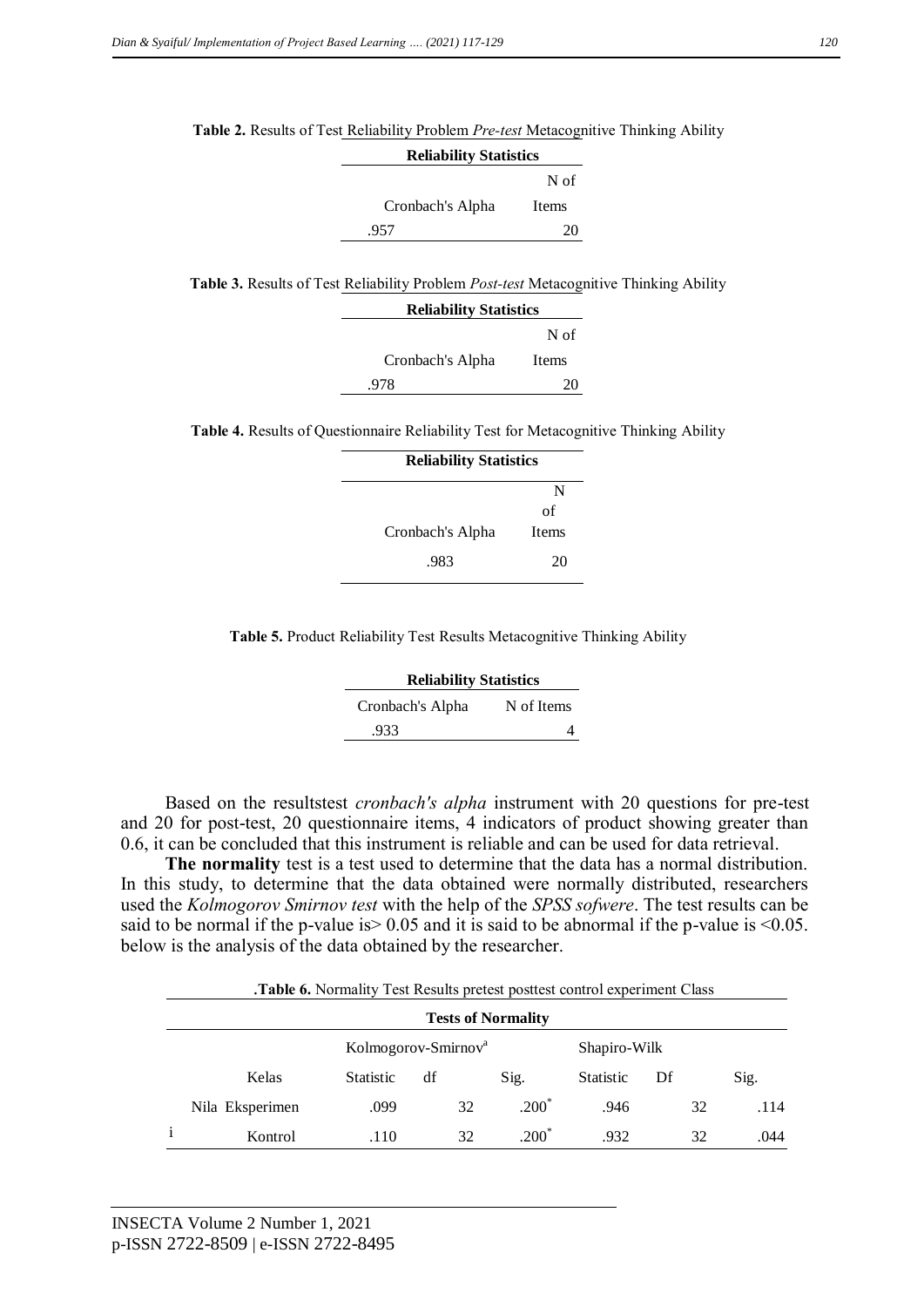**Table 2.** Results of Test Reliability Problem *Pre-test* Metacognitive Thinking Ability

| Reliability Statistics | |
|---|---|
| Cronbach's Alpha | N of Items |
| .957 | 20 |

**Table 3.** Results of Test Reliability Problem *Post-test* Metacognitive Thinking Ability

| Reliability Statistics | |
|---|---|
| Cronbach's Alpha | N of Items |
| .978 | 20 |

**Table 4.** Results of Questionnaire Reliability Test for Metacognitive Thinking Ability

| Reliability Statistics | |
|---|---|
| Cronbach's Alpha | N of Items |
| .983 | 20 |

**Table 5.** Product Reliability Test Results Metacognitive Thinking Ability

| Reliability Statistics | |
|---|---|
| Cronbach's Alpha | N of Items |
| .933 | 4 |

Based on the resultstest *cronbach's alpha* instrument with 20 questions for pre-test and 20 for post-test, 20 questionnaire items, 4 indicators of product showing greater than 0.6, it can be concluded that this instrument is reliable and can be used for data retrieval.

**The normality** test is a test used to determine that the data has a normal distribution. In this study, to determine that the data obtained were normally distributed, researchers used the *Kolmogorov Smirnov test* with the help of the *SPSS sofwere*. The test results can be said to be normal if the p-value is> 0.05 and it is said to be abnormal if the p-value is <0.05. below is the analysis of the data obtained by the researcher.

**.Table 6.** Normality Test Results pretest posttest control experiment Class

| Tests of Normality | | | | | | | |
|---|---|---|---|---|---|---|---|
| | | Kolmogorov-Smirnov[a] | | | Shapiro-Wilk | | |
| | Kelas | Statistic | df | Sig. | Statistic | Df | Sig. |
| Nilai | Eksperimen | .099 | 32 | .200* | .946 | 32 | .114 |
| | Kontrol | .110 | 32 | .200* | .932 | 32 | .044 |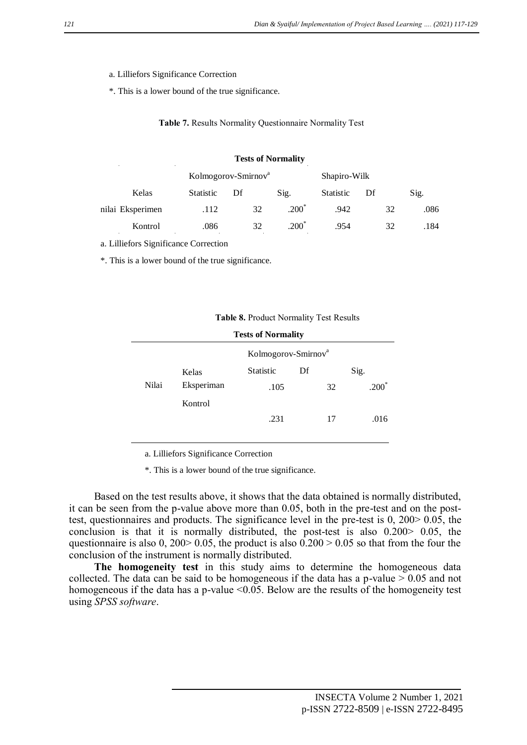a. Lilliefors Significance Correction

*. This is a lower bound of the true significance.

**Table 7.** Results Normality Questionnaire Normality Test

**Tests of Normality**

| | Kelas | Kolmogorov-Smirnov[a] | | | Shapiro-Wilk | | |
|---|---|---|---|---|---|---|---|
| | | Statistic | Df | Sig. | Statistic | Df | Sig. |
| nilai | Eksperimen | .112 | 32 | .200* | .942 | 32 | .086 |
| | Kontrol | .086 | 32 | .200* | .954 | 32 | .184 |

a. Lilliefors Significance Correction

*. This is a lower bound of the true significance.

**Table 8.** Product Normality Test Results

**Tests of Normality**

| | Kelas | Kolmogorov-Smirnov[a] | | |
|---|---|---|---|---|
| | | Statistic | Df | Sig. |
| Nilai | Eksperiman | .105 | 32 | .200* |
| | Kontrol | .231 | 17 | .016 |

a. Lilliefors Significance Correction

*. This is a lower bound of the true significance.

Based on the test results above, it shows that the data obtained is normally distributed, it can be seen from the p-value above more than 0.05, both in the pre-test and on the post-test, questionnaires and products. The significance level in the pre-test is 0, 200> 0.05, the conclusion is that it is normally distributed, the post-test is also 0.200> 0.05, the questionnaire is also 0, 200> 0.05, the product is also 0.200 > 0.05 so that from the four the conclusion of the instrument is normally distributed.

**The homogeneity test** in this study aims to determine the homogeneous data collected. The data can be said to be homogeneous if the data has a p-value > 0.05 and not homogeneous if the data has a p-value <0.05. Below are the results of the homogeneity test using *SPSS software*.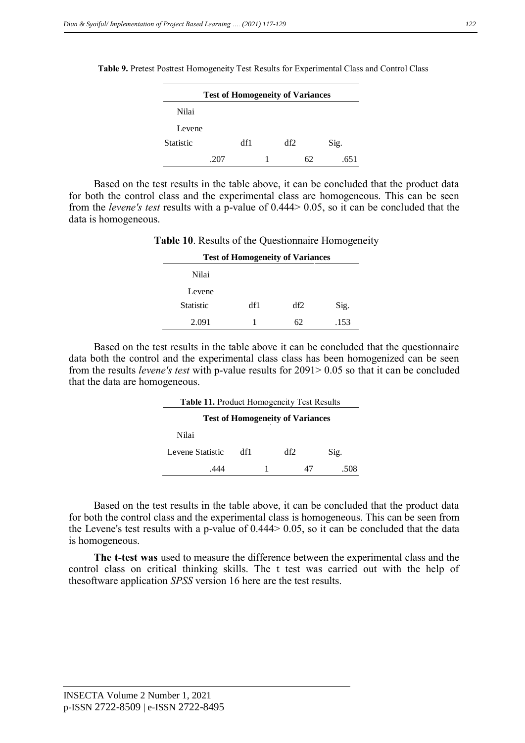**Table 9.** Pretest Posttest Homogeneity Test Results for Experimental Class and Control Class

| **Test of Homogeneity of Variances** | | | |
|---|---|---|---|
| Nilai | | | |
| Levene Statistic | df1 | df2 | Sig. |
| .207 | 1 | 62 | .651 |

Based on the test results in the table above, it can be concluded that the product data for both the control class and the experimental class are homogeneous. This can be seen from the *levene's test* results with a p-value of 0.444> 0.05, so it can be concluded that the data is homogeneous.

**Table 10**. Results of the Questionnaire Homogeneity

| **Test of Homogeneity of Variances** | | | |
|---|---|---|---|
| Nilai | | | |
| Levene Statistic | df1 | df2 | Sig. |
| 2.091 | 1 | 62 | .153 |

Based on the test results in the table above it can be concluded that the questionnaire data both the control and the experimental class class has been homogenized can be seen from the results *levene's test* with p-value results for 2091> 0.05 so that it can be concluded that the data are homogeneous.

**Table 11.** Product Homogeneity Test Results

| **Test of Homogeneity of Variances** | | | |
|---|---|---|---|
| Nilai | | | |
| Levene Statistic | df1 | df2 | Sig. |
| .444 | 1 | 47 | .508 |

Based on the test results in the table above, it can be concluded that the product data for both the control class and the experimental class is homogeneous. This can be seen from the Levene's test results with a p-value of 0.444> 0.05, so it can be concluded that the data is homogeneous.

**The t-test was** used to measure the difference between the experimental class and the control class on critical thinking skills. The t test was carried out with the help of thesoftware application *SPSS* version 16 here are the test results.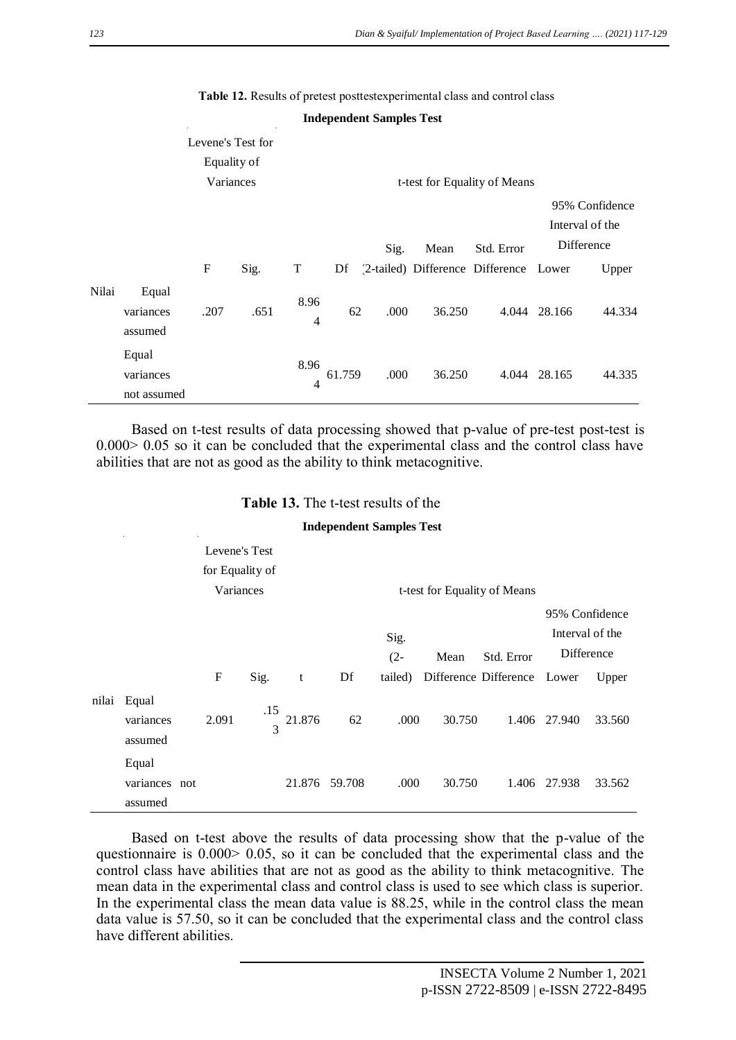**Table 12.** Results of pretest posttestexperimental class and control class

**Independent Samples Test**

| | | Levene's Test for Equality of Variances | | t-test for Equality of Means | | | | | | |
|---|---|---|---|---|---|---|---|---|---|---|
| | | | | | | | | | 95% Confidence Interval of the Difference | |
| | | F | Sig. | T | Df | Sig. (2-tailed) | Mean Difference | Std. Error Difference | Lower | Upper |
| Nilai | Equal variances assumed | .207 | .651 | 8.964 | 62 | .000 | 36.250 | 4.044 | 28.166 | 44.334 |
| | Equal variances not assumed | | | 8.964 | 61.759 | .000 | 36.250 | 4.044 | 28.165 | 44.335 |

Based on t-test results of data processing showed that p-value of pre-test post-test is 0.000> 0.05 so it can be concluded that the experimental class and the control class have abilities that are not as good as the ability to think metacognitive.

**Table 13.** The t-test results of the

**Independent Samples Test**

| | | Levene's Test for Equality of Variances | | t-test for Equality of Means | | | | | | |
|---|---|---|---|---|---|---|---|---|---|---|
| | | | | | | | | | 95% Confidence Interval of the Difference | |
| | | F | Sig. | t | Df | Sig. (2-tailed) | Mean Difference | Std. Error Difference | Lower | Upper |
| nilai | Equal variances assumed | 2.091 | .153 | 21.876 | 62 | .000 | 30.750 | 1.406 | 27.940 | 33.560 |
| | Equal variances not assumed | | | 21.876 | 59.708 | .000 | 30.750 | 1.406 | 27.938 | 33.562 |

Based on t-test above the results of data processing show that the p-value of the questionnaire is 0.000> 0.05, so it can be concluded that the experimental class and the control class have abilities that are not as good as the ability to think metacognitive. The mean data in the experimental class and control class is used to see which class is superior. In the experimental class the mean data value is 88.25, while in the control class the mean data value is 57.50, so it can be concluded that the experimental class and the control class have different abilities.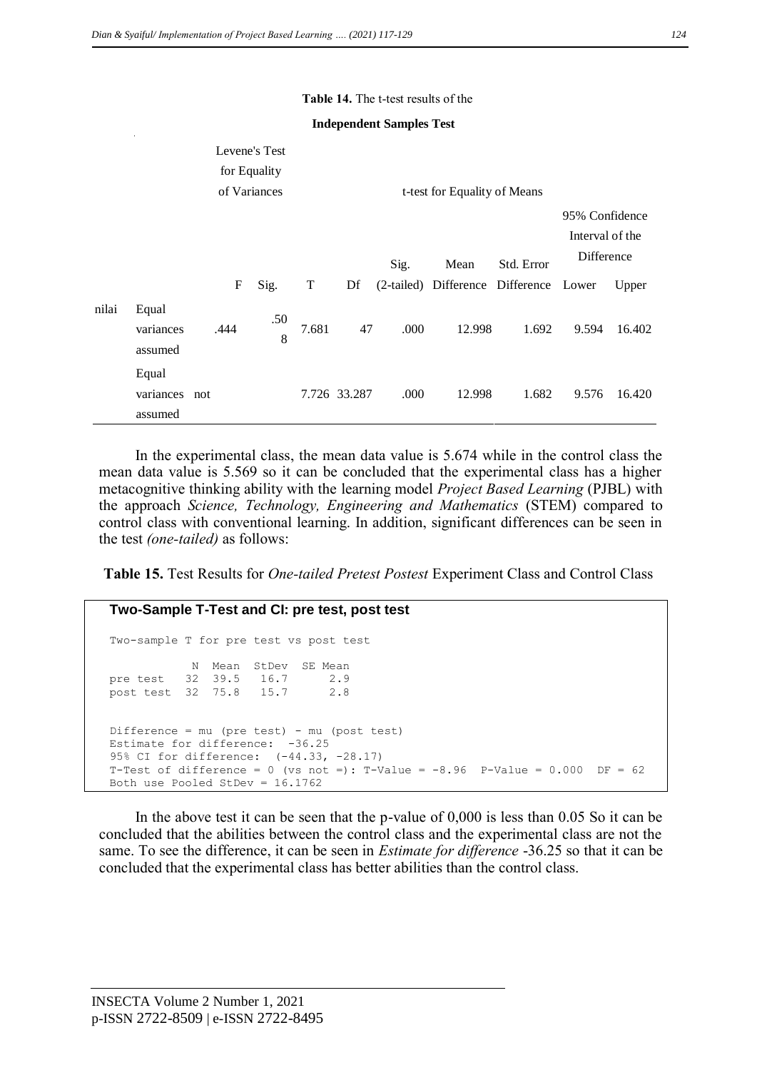**Table 14.** The t-test results of the

**Independent Samples Test**

| | | Levene's Test for Equality of Variances | | t-test for Equality of Means | | | | | | |
|---|---|---|---|---|---|---|---|---|---|---|
| | | | | | | | | | 95% Confidence Interval of the Difference | |
| | | F | Sig. | T | Df | Sig. (2-tailed) | Mean Difference | Std. Error Difference | Lower | Upper |
| nilai | Equal variances assumed | .444 | .508 | 7.681 | 47 | .000 | 12.998 | 1.692 | 9.594 | 16.402 |
| | Equal variances not assumed | | | 7.726 | 33.287 | .000 | 12.998 | 1.682 | 9.576 | 16.420 |

In the experimental class, the mean data value is 5.674 while in the control class the mean data value is 5.569 so it can be concluded that the experimental class has a higher metacognitive thinking ability with the learning model *Project Based Learning* (PJBL) with the approach *Science, Technology, Engineering and Mathematics* (STEM) compared to control class with conventional learning. In addition, significant differences can be seen in the test *(one-tailed)* as follows:

**Table 15.** Test Results for *One-tailed Pretest Postest* Experiment Class and Control Class

**Two-Sample T-Test and CI: pre test, post test**

```
Two-sample T for pre test vs post test

            N  Mean  StDev  SE Mean
pre test   32  39.5   16.7      2.9
post test  32  75.8   15.7      2.8


Difference = mu (pre test) - mu (post test)
Estimate for difference:  -36.25
95% CI for difference:  (-44.33, -28.17)
T-Test of difference = 0 (vs not =): T-Value = -8.96  P-Value = 0.000  DF = 62
Both use Pooled StDev = 16.1762
```

In the above test it can be seen that the p-value of 0,000 is less than 0.05 So it can be concluded that the abilities between the control class and the experimental class are not the same. To see the difference, it can be seen in *Estimate for difference* -36.25 so that it can be concluded that the experimental class has better abilities than the control class.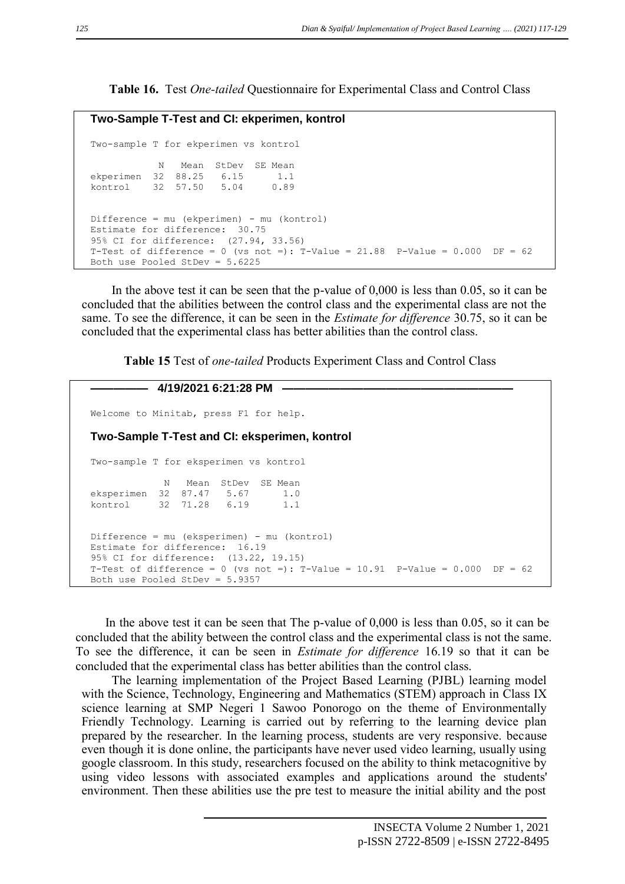**Table 16.** Test *One-tailed* Questionnaire for Experimental Class and Control Class

```
Two-Sample T-Test and CI: ekperimen, kontrol

Two-sample T for ekperimen vs kontrol

           N   Mean  StDev  SE Mean
ekperimen  32  88.25   6.15      1.1
kontrol    32  57.50   5.04     0.89


Difference = mu (ekperimen) - mu (kontrol)
Estimate for difference:  30.75
95% CI for difference:  (27.94, 33.56)
T-Test of difference = 0 (vs not =): T-Value = 21.88  P-Value = 0.000  DF = 62
Both use Pooled StDev = 5.6225
```

In the above test it can be seen that the p-value of 0,000 is less than 0.05, so it can be concluded that the abilities between the control class and the experimental class are not the same. To see the difference, it can be seen in the *Estimate for difference* 30.75, so it can be concluded that the experimental class has better abilities than the control class.

**Table 15** Test of *one-tailed* Products Experiment Class and Control Class

```
———————  4/19/2021 6:21:28 PM  ————————————————————————————

Welcome to Minitab, press F1 for help.

Two-Sample T-Test and CI: eksperimen, kontrol

Two-sample T for eksperimen vs kontrol

            N   Mean  StDev  SE Mean
eksperimen  32  87.47   5.67      1.0
kontrol     32  71.28   6.19      1.1


Difference = mu (eksperimen) - mu (kontrol)
Estimate for difference:  16.19
95% CI for difference:  (13.22, 19.15)
T-Test of difference = 0 (vs not =): T-Value = 10.91  P-Value = 0.000  DF = 62
Both use Pooled StDev = 5.9357
```

In the above test it can be seen that The p-value of 0,000 is less than 0.05, so it can be concluded that the ability between the control class and the experimental class is not the same. To see the difference, it can be seen in *Estimate for difference* 16.19 so that it can be concluded that the experimental class has better abilities than the control class.

The learning implementation of the Project Based Learning (PJBL) learning model with the Science, Technology, Engineering and Mathematics (STEM) approach in Class IX science learning at SMP Negeri 1 Sawoo Ponorogo on the theme of Environmentally Friendly Technology. Learning is carried out by referring to the learning device plan prepared by the researcher. In the learning process, students are very responsive. because even though it is done online, the participants have never used video learning, usually using google classroom. In this study, researchers focused on the ability to think metacognitive by using video lessons with associated examples and applications around the students' environment. Then these abilities use the pre test to measure the initial ability and the post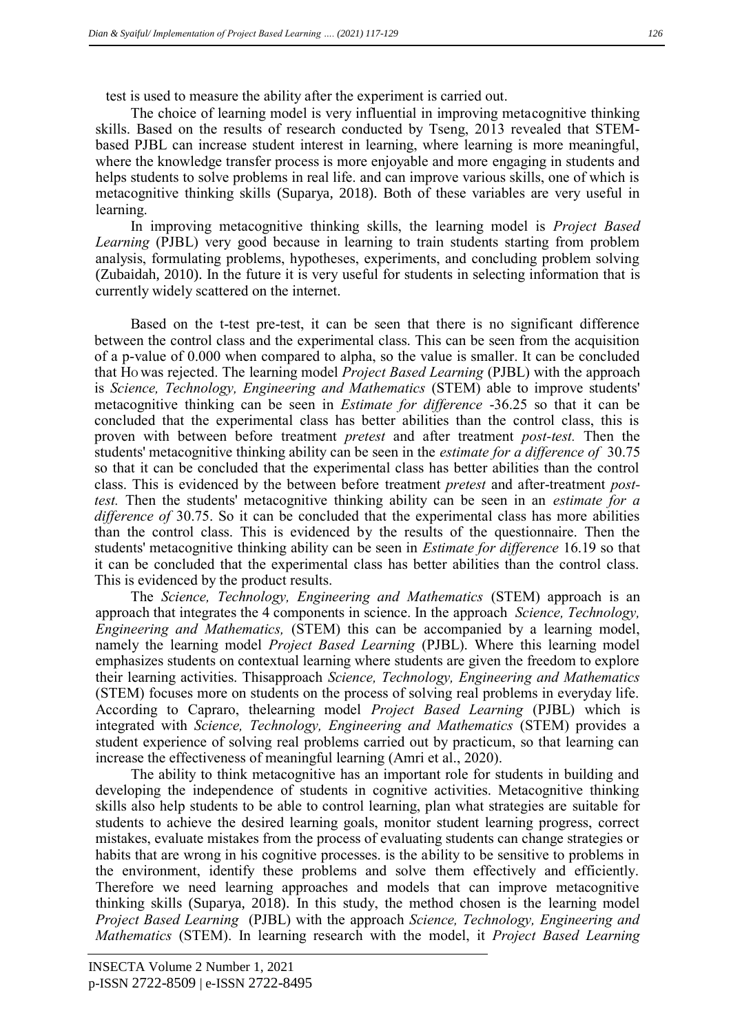test is used to measure the ability after the experiment is carried out.

The choice of learning model is very influential in improving metacognitive thinking skills. Based on the results of research conducted by Tseng, 2013 revealed that STEM-based PJBL can increase student interest in learning, where learning is more meaningful, where the knowledge transfer process is more enjoyable and more engaging in students and helps students to solve problems in real life. and can improve various skills, one of which is metacognitive thinking skills (Suparya, 2018). Both of these variables are very useful in learning.

In improving metacognitive thinking skills, the learning model is *Project Based Learning* (PJBL) very good because in learning to train students starting from problem analysis, formulating problems, hypotheses, experiments, and concluding problem solving (Zubaidah, 2010). In the future it is very useful for students in selecting information that is currently widely scattered on the internet.

Based on the t-test pre-test, it can be seen that there is no significant difference between the control class and the experimental class. This can be seen from the acquisition of a p-value of 0.000 when compared to alpha, so the value is smaller. It can be concluded that Ho was rejected. The learning model *Project Based Learning* (PJBL) with the approach is *Science, Technology, Engineering and Mathematics* (STEM) able to improve students' metacognitive thinking can be seen in *Estimate for difference* -36.25 so that it can be concluded that the experimental class has better abilities than the control class, this is proven with between before treatment *pretest* and after treatment *post-test.* Then the students' metacognitive thinking ability can be seen in the *estimate for a difference of* 30.75 so that it can be concluded that the experimental class has better abilities than the control class. This is evidenced by the between before treatment *pretest* and after-treatment *post-test.* Then the students' metacognitive thinking ability can be seen in an *estimate for a difference of* 30.75. So it can be concluded that the experimental class has more abilities than the control class. This is evidenced by the results of the questionnaire. Then the students' metacognitive thinking ability can be seen in *Estimate for difference* 16.19 so that it can be concluded that the experimental class has better abilities than the control class. This is evidenced by the product results.

The *Science, Technology, Engineering and Mathematics* (STEM) approach is an approach that integrates the 4 components in science. In the approach *Science, Technology, Engineering and Mathematics,* (STEM) this can be accompanied by a learning model, namely the learning model *Project Based Learning* (PJBL). Where this learning model emphasizes students on contextual learning where students are given the freedom to explore their learning activities. Thisapproach *Science, Technology, Engineering and Mathematics* (STEM) focuses more on students on the process of solving real problems in everyday life. According to Capraro, thelearning model *Project Based Learning* (PJBL) which is integrated with *Science, Technology, Engineering and Mathematics* (STEM) provides a student experience of solving real problems carried out by practicum, so that learning can increase the effectiveness of meaningful learning (Amri et al., 2020).

The ability to think metacognitive has an important role for students in building and developing the independence of students in cognitive activities. Metacognitive thinking skills also help students to be able to control learning, plan what strategies are suitable for students to achieve the desired learning goals, monitor student learning progress, correct mistakes, evaluate mistakes from the process of evaluating students can change strategies or habits that are wrong in his cognitive processes. is the ability to be sensitive to problems in the environment, identify these problems and solve them effectively and efficiently. Therefore we need learning approaches and models that can improve metacognitive thinking skills (Suparya, 2018). In this study, the method chosen is the learning model *Project Based Learning* (PJBL) with the approach *Science, Technology, Engineering and Mathematics* (STEM). In learning research with the model, it *Project Based Learning*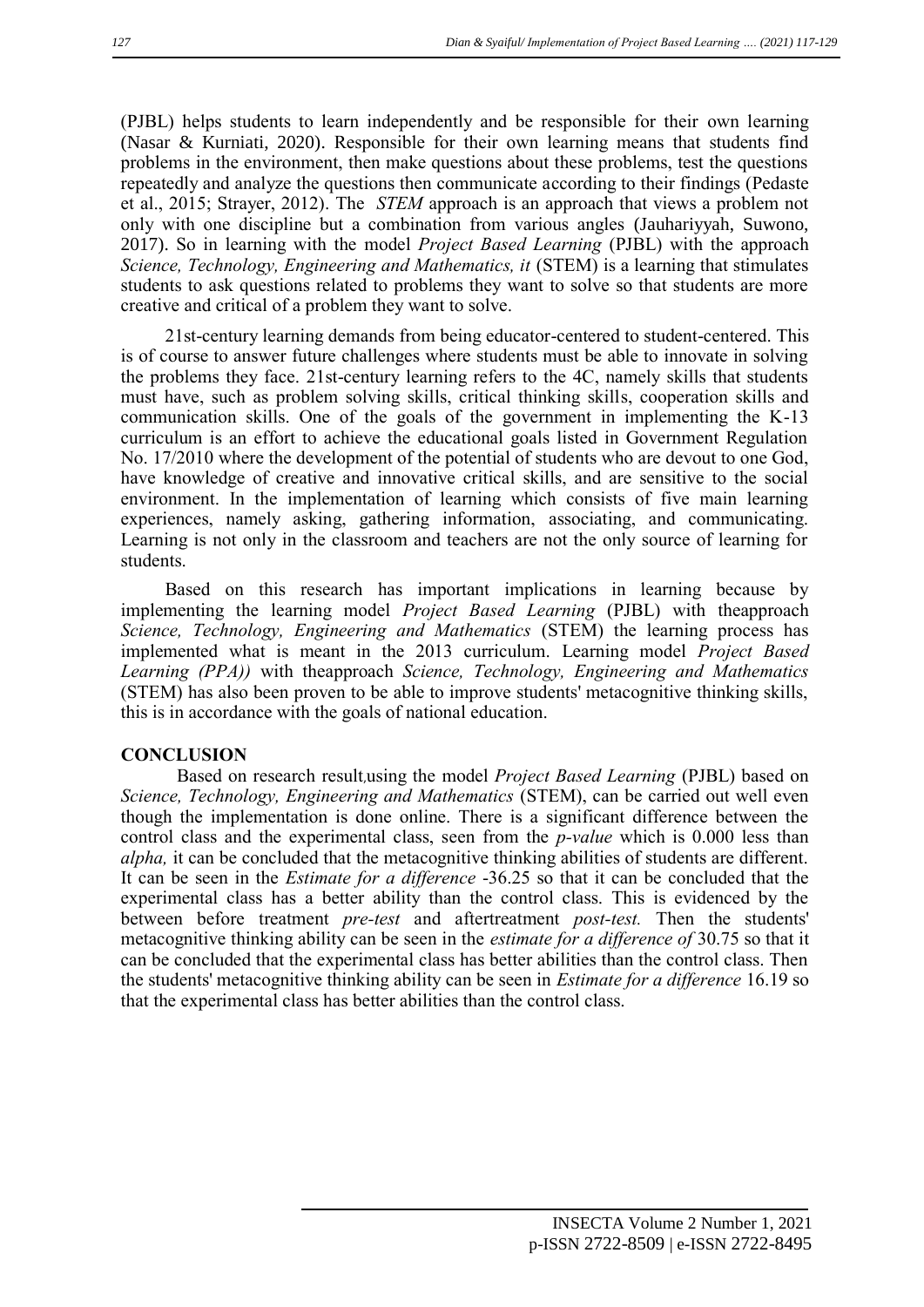(PJBL) helps students to learn independently and be responsible for their own learning (Nasar & Kurniati, 2020). Responsible for their own learning means that students find problems in the environment, then make questions about these problems, test the questions repeatedly and analyze the questions then communicate according to their findings (Pedaste et al., 2015; Strayer, 2012). The *STEM* approach is an approach that views a problem not only with one discipline but a combination from various angles (Jauhariyyah, Suwono, 2017). So in learning with the model *Project Based Learning* (PJBL) with the approach *Science, Technology, Engineering and Mathematics, it* (STEM) is a learning that stimulates students to ask questions related to problems they want to solve so that students are more creative and critical of a problem they want to solve.

21st-century learning demands from being educator-centered to student-centered. This is of course to answer future challenges where students must be able to innovate in solving the problems they face. 21st-century learning refers to the 4C, namely skills that students must have, such as problem solving skills, critical thinking skills, cooperation skills and communication skills. One of the goals of the government in implementing the K-13 curriculum is an effort to achieve the educational goals listed in Government Regulation No. 17/2010 where the development of the potential of students who are devout to one God, have knowledge of creative and innovative critical skills, and are sensitive to the social environment. In the implementation of learning which consists of five main learning experiences, namely asking, gathering information, associating, and communicating. Learning is not only in the classroom and teachers are not the only source of learning for students.

Based on this research has important implications in learning because by implementing the learning model *Project Based Learning* (PJBL) with theapproach *Science, Technology, Engineering and Mathematics* (STEM) the learning process has implemented what is meant in the 2013 curriculum. Learning model *Project Based Learning (PPA))* with theapproach *Science, Technology, Engineering and Mathematics* (STEM) has also been proven to be able to improve students' metacognitive thinking skills, this is in accordance with the goals of national education.

## CONCLUSION

Based on research result,using the model *Project Based Learning* (PJBL) based on *Science, Technology, Engineering and Mathematics* (STEM), can be carried out well even though the implementation is done online. There is a significant difference between the control class and the experimental class, seen from the *p-value* which is 0.000 less than *alpha,* it can be concluded that the metacognitive thinking abilities of students are different. It can be seen in the *Estimate for a difference* -36.25 so that it can be concluded that the experimental class has a better ability than the control class. This is evidenced by the between before treatment *pre-test* and aftertreatment *post-test.* Then the students' metacognitive thinking ability can be seen in the *estimate for a difference of* 30.75 so that it can be concluded that the experimental class has better abilities than the control class. Then the students' metacognitive thinking ability can be seen in *Estimate for a difference* 16.19 so that the experimental class has better abilities than the control class.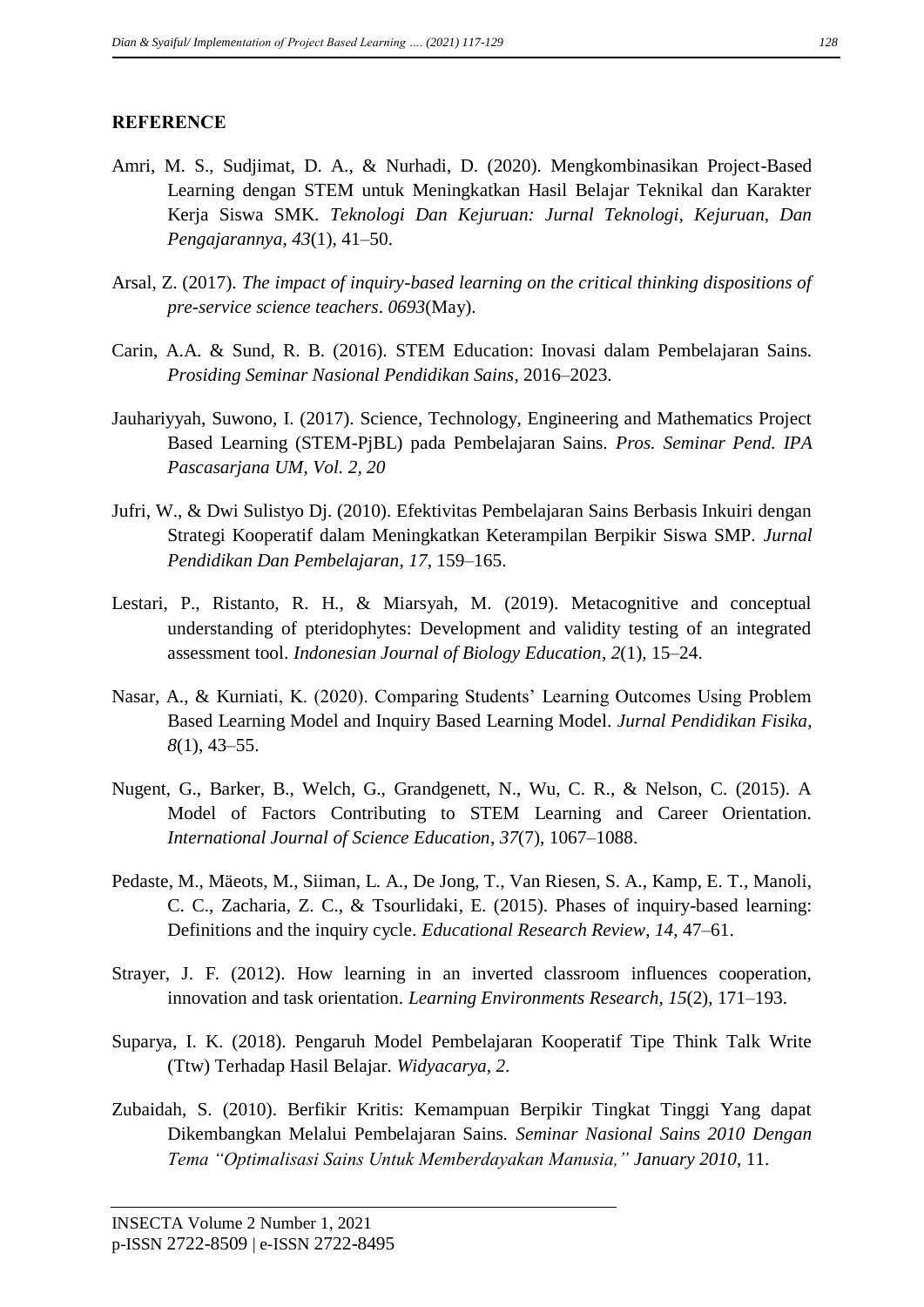## REFERENCE

Amri, M. S., Sudjimat, D. A., & Nurhadi, D. (2020). Mengkombinasikan Project-Based Learning dengan STEM untuk Meningkatkan Hasil Belajar Teknikal dan Karakter Kerja Siswa SMK. *Teknologi Dan Kejuruan: Jurnal Teknologi, Kejuruan, Dan Pengajarannya*, *43*(1), 41–50.

Arsal, Z. (2017). *The impact of inquiry-based learning on the critical thinking dispositions of pre-service science teachers*. *0693*(May).

Carin, A.A. & Sund, R. B. (2016). STEM Education: Inovasi dalam Pembelajaran Sains. *Prosiding Seminar Nasional Pendidikan Sains*, 2016–2023.

Jauhariyyah, Suwono, I. (2017). Science, Technology, Engineering and Mathematics Project Based Learning (STEM-PjBL) pada Pembelajaran Sains. *Pros. Seminar Pend. IPA Pascasarjana UM, Vol. 2, 20*

Jufri, W., & Dwi Sulistyo Dj. (2010). Efektivitas Pembelajaran Sains Berbasis Inkuiri dengan Strategi Kooperatif dalam Meningkatkan Keterampilan Berpikir Siswa SMP. *Jurnal Pendidikan Dan Pembelajaran*, *17*, 159–165.

Lestari, P., Ristanto, R. H., & Miarsyah, M. (2019). Metacognitive and conceptual understanding of pteridophytes: Development and validity testing of an integrated assessment tool. *Indonesian Journal of Biology Education*, *2*(1), 15–24.

Nasar, A., & Kurniati, K. (2020). Comparing Students' Learning Outcomes Using Problem Based Learning Model and Inquiry Based Learning Model. *Jurnal Pendidikan Fisika*, *8*(1), 43–55.

Nugent, G., Barker, B., Welch, G., Grandgenett, N., Wu, C. R., & Nelson, C. (2015). A Model of Factors Contributing to STEM Learning and Career Orientation. *International Journal of Science Education*, *37*(7), 1067–1088.

Pedaste, M., Mäeots, M., Siiman, L. A., De Jong, T., Van Riesen, S. A., Kamp, E. T., Manoli, C. C., Zacharia, Z. C., & Tsourlidaki, E. (2015). Phases of inquiry-based learning: Definitions and the inquiry cycle. *Educational Research Review*, *14*, 47–61.

Strayer, J. F. (2012). How learning in an inverted classroom influences cooperation, innovation and task orientation. *Learning Environments Research*, *15*(2), 171–193.

Suparya, I. K. (2018). Pengaruh Model Pembelajaran Kooperatif Tipe Think Talk Write (Ttw) Terhadap Hasil Belajar. *Widyacarya*, *2*.

Zubaidah, S. (2010). Berfikir Kritis: Kemampuan Berpikir Tingkat Tinggi Yang dapat Dikembangkan Melalui Pembelajaran Sains. *Seminar Nasional Sains 2010 Dengan Tema "Optimalisasi Sains Untuk Memberdayakan Manusia," January 2010*, 11.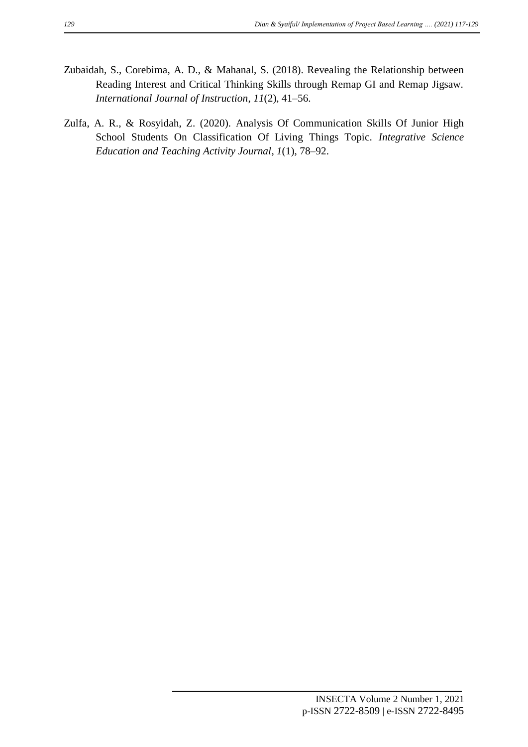Zubaidah, S., Corebima, A. D., & Mahanal, S. (2018). Revealing the Relationship between Reading Interest and Critical Thinking Skills through Remap GI and Remap Jigsaw. *International Journal of Instruction*, *11*(2), 41–56.

Zulfa, A. R., & Rosyidah, Z. (2020). Analysis Of Communication Skills Of Junior High School Students On Classification Of Living Things Topic. *Integrative Science Education and Teaching Activity Journal*, *1*(1), 78–92.